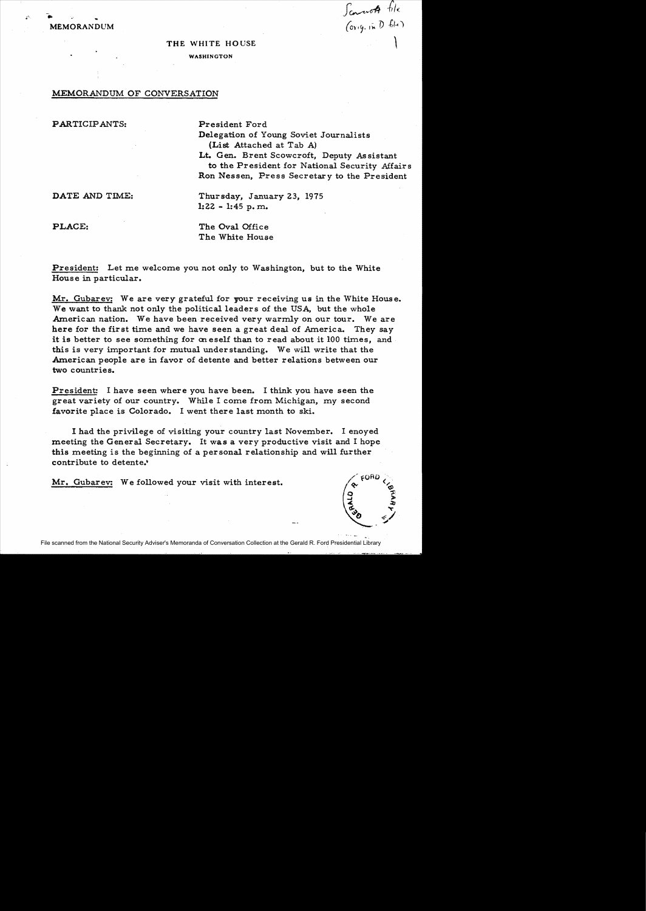MEMORANDUM

Scowcroft file (orig. in D file)

# THE WHITE HOUSE

WASHINGTON

## MEMORANDUM OF CONVERSATION

PARTICIPANTS: President Ford
Delegation of Young Soviet Journalists (List Attached at Tab A)
Lt. Gen. Brent Scowcroft, Deputy Assistant to the President for National Security Affairs
Ron Nessen, Press Secretary to the President

DATE AND TIME: Thursday, January 23, 1975
1:22 - 1:45 p.m.

PLACE: The Oval Office
The White House

President: Let me welcome you not only to Washington, but to the White House in particular.

Mr. Gubarev: We are very grateful for your receiving us in the White House. We want to thank not only the political leaders of the USA, but the whole American nation. We have been received very warmly on our tour. We are here for the first time and we have seen a great deal of America. They say it is better to see something for oneself than to read about it 100 times, and this is very important for mutual understanding. We will write that the American people are in favor of detente and better relations between our two countries.

President: I have seen where you have been. I think you have seen the great variety of our country. While I come from Michigan, my second favorite place is Colorado. I went there last month to ski.

I had the privilege of visiting your country last November. I enoyed meeting the General Secretary. It was a very productive visit and I hope this meeting is the beginning of a personal relationship and will further contribute to detente.

Mr. Gubarev: We followed your visit with interest.

File scanned from the National Security Adviser's Memoranda of Conversation Collection at the Gerald R. Ford Presidential Library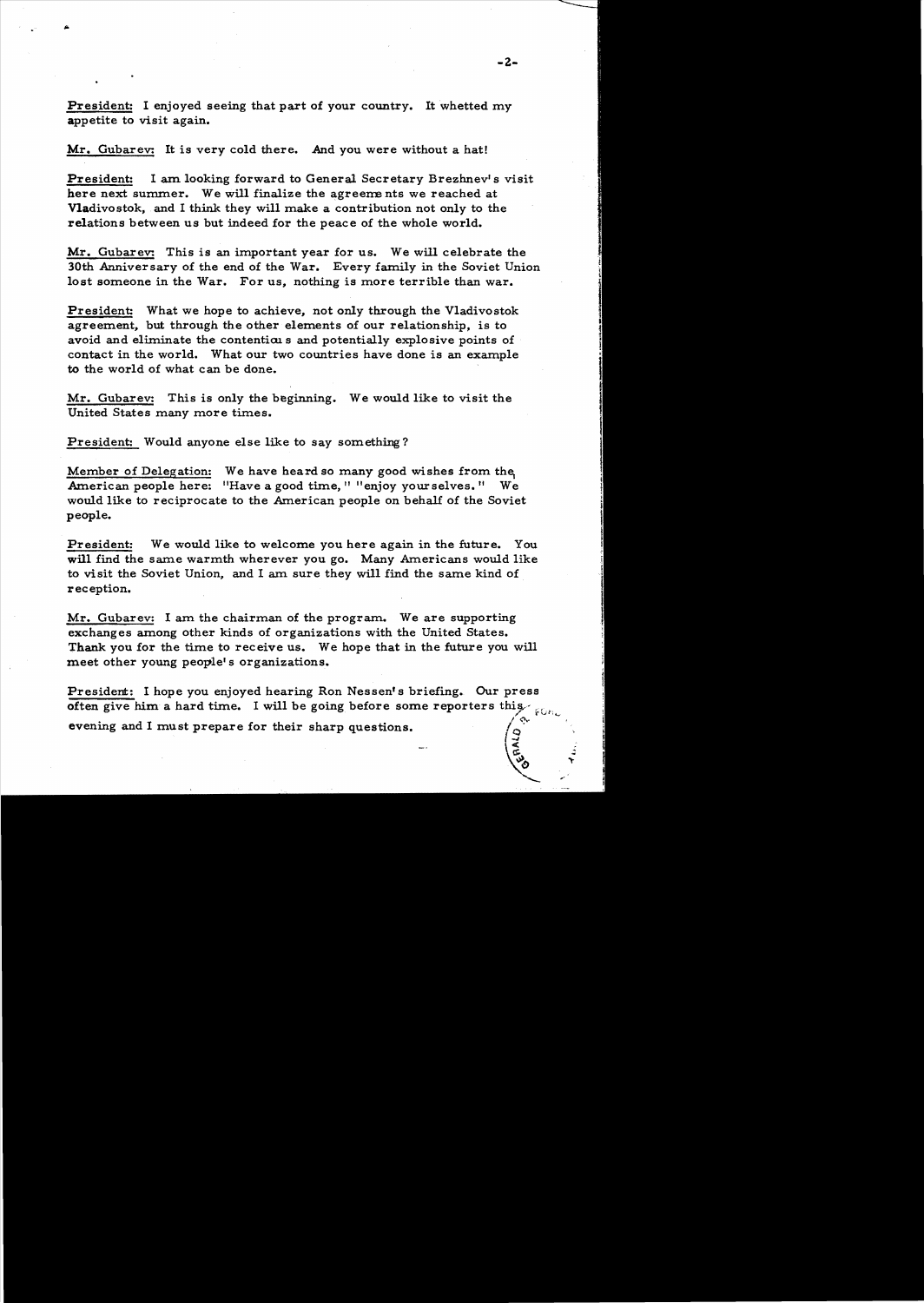President: I enjoyed seeing that part of your country. It whetted my appetite to visit again.

Mr. Gubarev: It is very cold there. And you were without a hat!

President: I am looking forward to General Secretary Brezhnev's visit here next summer. We will finalize the agreements we reached at Vladivostok, and I think they will make a contribution not only to the relations between us but indeed for the peace of the whole world.

Mr. Gubarev: This is an important year for us. We will celebrate the 30th Anniversary of the end of the War. Every family in the Soviet Union lost someone in the War. For us, nothing is more terrible than war.

President: What we hope to achieve, not only through the Vladivostok agreement, but through the other elements of our relationship, is to avoid and eliminate the contentious and potentially explosive points of contact in the world. What our two countries have done is an example to the world of what can be done.

Mr. Gubarev: This is only the beginning. We would like to visit the United States many more times.

President: Would anyone else like to say something?

Member of Delegation: We have heard so many good wishes from the American people here: "Have a good time," "enjoy yourselves." We would like to reciprocate to the American people on behalf of the Soviet people.

President: We would like to welcome you here again in the future. You will find the same warmth wherever you go. Many Americans would like to visit the Soviet Union, and I am sure they will find the same kind of reception.

Mr. Gubarev: I am the chairman of the program. We are supporting exchanges among other kinds of organizations with the United States. Thank you for the time to receive us. We hope that in the future you will meet other young people's organizations.

President: I hope you enjoyed hearing Ron Nessen's briefing. Our press often give him a hard time. I will be going before some reporters this evening and I must prepare for their sharp questions.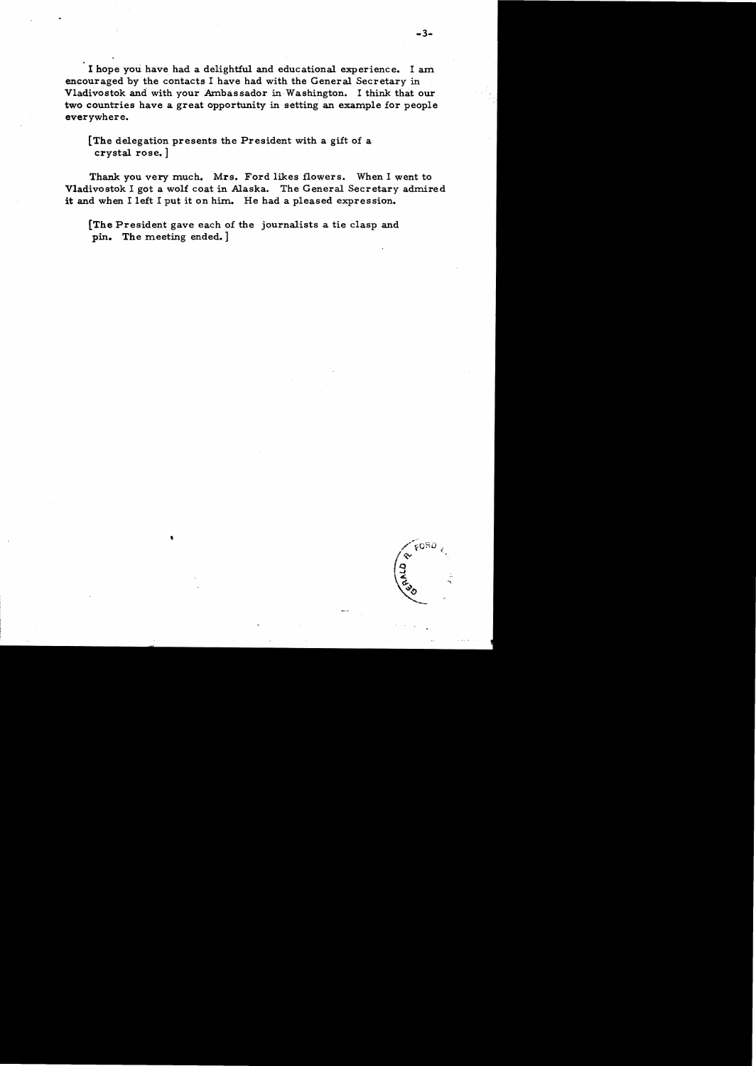I hope you have had a delightful and educational experience. I am encouraged by the contacts I have had with the General Secretary in Vladivostok and with your Ambassador in Washington. I think that our two countries have a great opportunity in setting an example for people everywhere.

[The delegation presents the President with a gift of a crystal rose.]

Thank you very much. Mrs. Ford likes flowers. When I went to Vladivostok I got a wolf coat in Alaska. The General Secretary admired it and when I left I put it on him. He had a pleased expression.

[The President gave each of the journalists a tie clasp and pin. The meeting ended.]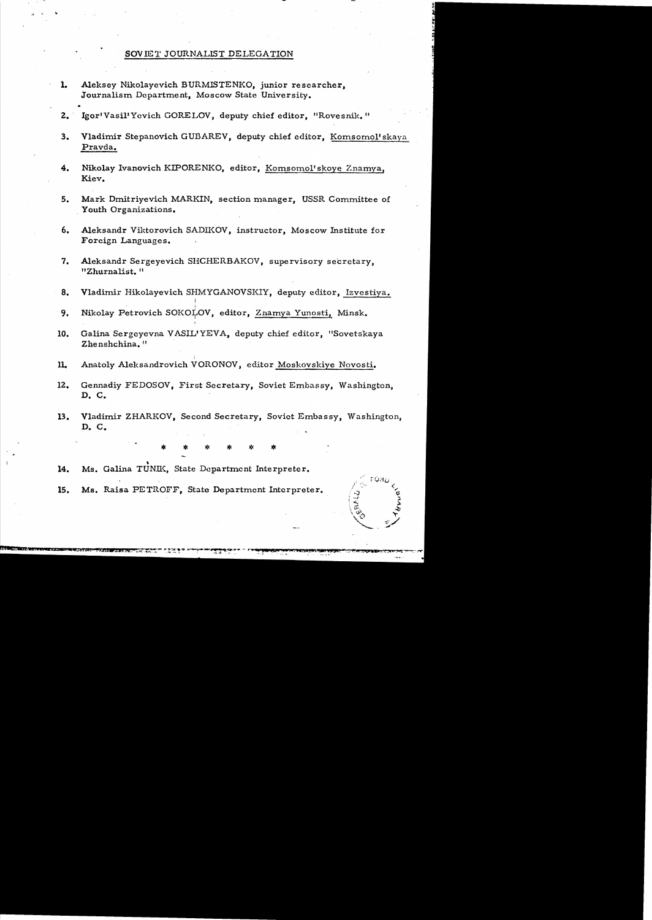## SOVIET JOURNALIST DELEGATION

1. Aleksey Nikolayevich BURMISTENKO, junior researcher, Journalism Department, Moscow State University.
2. Igor'Vasil'Yevich GORELOV, deputy chief editor, "Rovesnik."
3. Vladimir Stepanovich GUBAREV, deputy chief editor, Komsomol'skaya Pravda.
4. Nikolay Ivanovich KIPORENKO, editor, Komsomol'skoye Znamya, Kiev.
5. Mark Dmitriyevich MARKIN, section manager, USSR Committee of Youth Organizations.
6. Aleksandr Viktorovich SADIKOV, instructor, Moscow Institute for Foreign Languages.
7. Aleksandr Sergeyevich SHCHERBAKOV, supervisory secretary, "Zhurnalist."
8. Vladimir Hikolayevich SHMYGANOVSKIY, deputy editor, Izvestiya.
9. Nikolay Petrovich SOKOLOV, editor, Znamya Yunosti, Minsk.
10. Galina Sergeyevna VASIL'YEVA, deputy chief editor, "Sovetskaya Zhenshchina."
11. Anatoly Aleksandrovich VORONOV, editor Moskovskiye Novosti.
12. Gennadiy FEDOSOV, First Secretary, Soviet Embassy, Washington, D. C.
13. Vladimir ZHARKOV, Second Secretary, Soviet Embassy, Washington, D. C.

\* \* \* \* \* \*

14. Ms. Galina TUNIK, State Department Interpreter.
15. Ms. Raisa PETROFF, State Department Interpreter.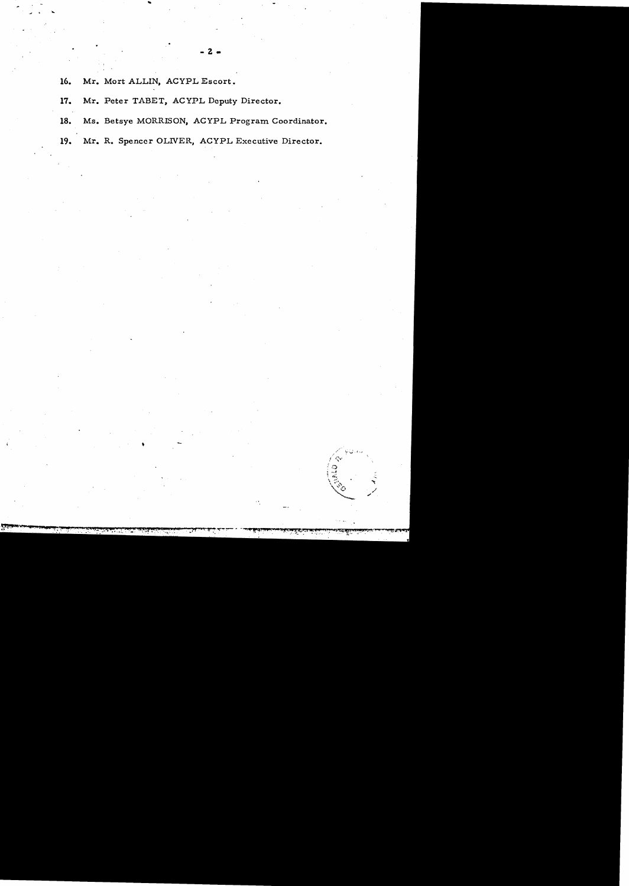16. Mr. Mort ALLIN, ACYPL Escort.

17. Mr. Peter TABET, ACYPL Deputy Director.

18. Ms. Betsye MORRISON, ACYPL Program Coordinator.

19. Mr. R. Spencer OLIVER, ACYPL Executive Director.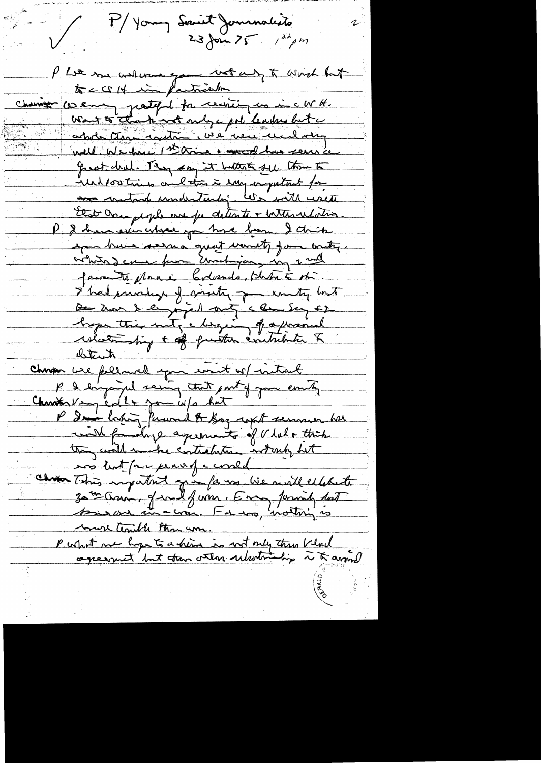✓ P/ Young Soviet Journalists 23 Jan 75 1:22 pm

P Let me welcome you not only to Wash but to CSH in particular

Chairman We are very grateful for receiving us in WH. Want to thank not only c pol leaders but c whole American nation. We were received very well. We have 1st time a good have seen a great deal. They say it better to see them 10 [?] 100 times and this is very important for mutual understanding. We will write that Am people are for détente + better relations.

P I have seen where you have been. I think you have seen a great variety of our country. Where I come from Michigan, my 2nd favorite place is Colorado, Vail to ski. I had privilege of visiting your country but too short. I enjoyed visit c Gen Sec + I hope this visit c beginning of a personal relationship + of further contribution to détente

Chairman We followed your visit w/ interest

P I enjoyed seeing that part of your country

Chairman Very cold + you w/o hat

P I am looking forward to Brez visit summer. We will finalize agreements of Vlad + think they will make contribution not only but for peace of c world

Chairman This important year for us. We will celebrate 30th Anniv. of end of war. Every family lost someone in c war. For us, nothing is more terrible than war.

P What we hope to achieve is not only thru Vlad agreement but other relationships is to avoid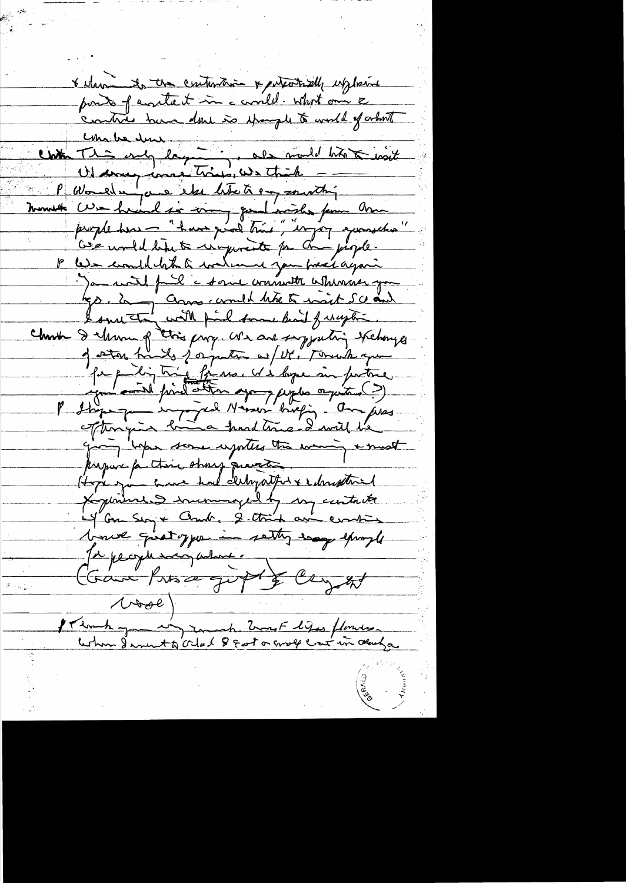& choice to the contribution & potentially explain
points of contact in a world. What our 2
countries have done is example to world of what
can be done.

Chou — This only beginning. We would like to visit
US many more times. We think —

P — Would anyone else like to say something

Mao — We heard so many good wishes from Am
people here — "have good time", "enjoy yourselves"
We would like to reciprocate for Am people.

P — We would like to welcome you back again.
You will find a same committee wherever you
go. I, my Cams could like to visit SU and
I sure they will find some kind of reception.

Chou — I thank of this proy. We are supporting exchanges
of other kinds of sports w/US. Thank you
for putting time for us. We hope in future
you could find other young peoples sports (?)

P — I hope you enjoyed Nixon briefing. Our press
oftentimes have a hard time. I will be
going to see some reporters this evening & must
prepare for their sharp questions.
Hope you have had delightful & educational
experience. I encouraged by my contacts
w/ Gov Sen & Amb. I think our countries
have great oppor in setting example
for people everywhere.
(Gave Press gift of Chg set
Vase)

P — Thank you very much. Won't lose flowers.
When I went to Ohio I got a crop cut in Ohio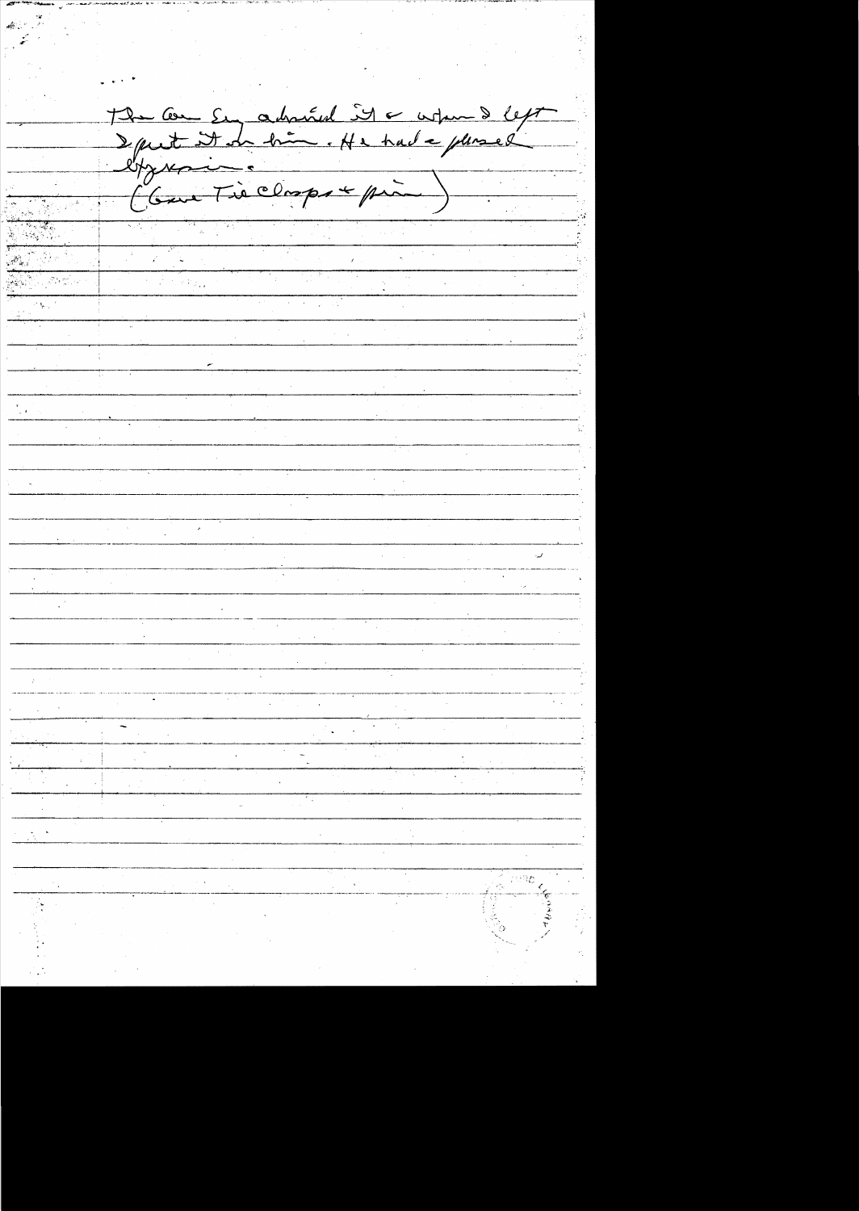The Gen Sec admired it & when I left
I put it on him. He had a pleased
expression.
(Gave Tie Clasps & pins)